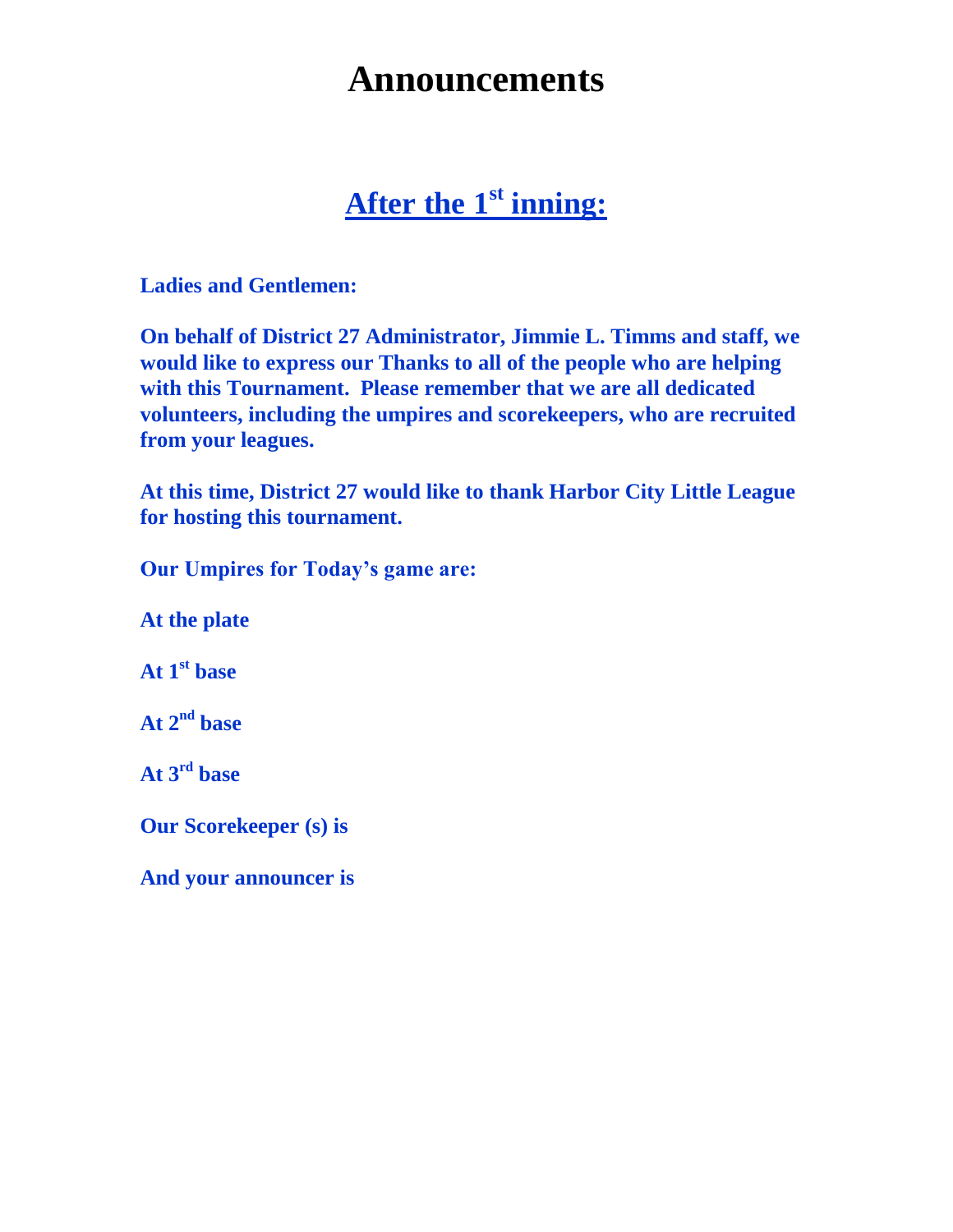# Announcements

## After the 1st inning:

**Ladies and Gentlemen:**

**On behalf of District 27 Administrator, Jimmie L. Timms and staff, we would like to express our Thanks to all of the people who are helping with this Tournament. Please remember that we are all dedicated volunteers, including the umpires and scorekeepers, who are recruited from your leagues.**

**At this time, District 27 would like to thank Harbor City Little League for hosting this tournament.**

**Our Umpires for Today's game are:**

**At the plate**

**At 1st base**

**At 2nd base**

**At 3rd base**

**Our Scorekeeper (s) is**

**And your announcer is**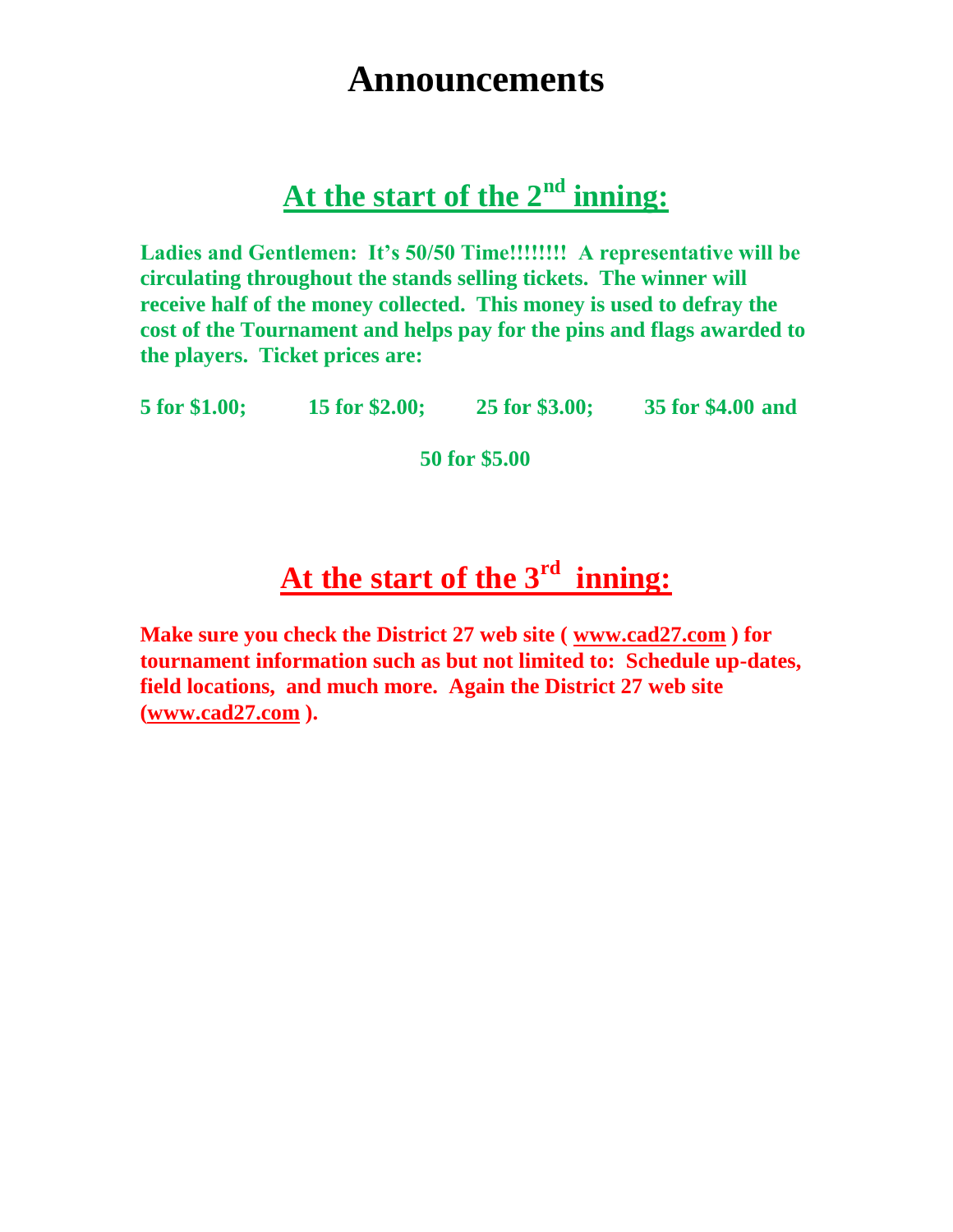# Announcements

## At the start of the 2nd inning:

**Ladies and Gentlemen: It's 50/50 Time!!!!!!!! A representative will be circulating throughout the stands selling tickets. The winner will receive half of the money collected. This money is used to defray the cost of the Tournament and helps pay for the pins and flags awarded to the players. Ticket prices are:**

**5 for $1.00; 15 for $2.00; 25 for $3.00; 35 for $4.00 and**

**50 for $5.00**

## At the start of the 3rd inning:

**Make sure you check the District 27 web site ( www.cad27.com ) for tournament information such as but not limited to: Schedule up-dates, field locations, and much more. Again the District 27 web site (www.cad27.com ).**